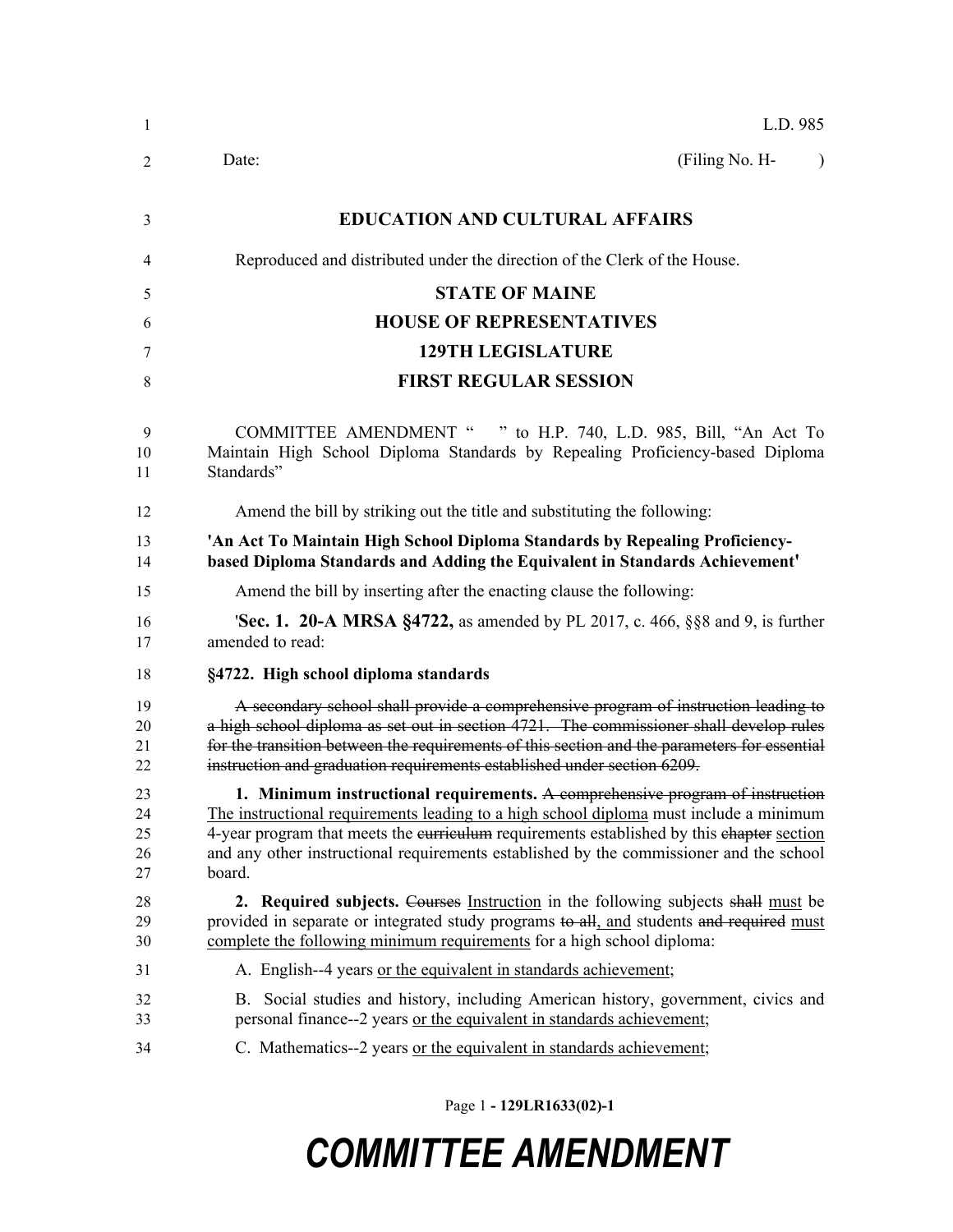L.D. 985

Date: (Filing No. H- )

# EDUCATION AND CULTURAL AFFAIRS

Reproduced and distributed under the direction of the Clerk of the House.

## STATE OF MAINE
## HOUSE OF REPRESENTATIVES
## 129TH LEGISLATURE
## FIRST REGULAR SESSION

COMMITTEE AMENDMENT " " to H.P. 740, L.D. 985, Bill, "An Act To Maintain High School Diploma Standards by Repealing Proficiency-based Diploma Standards"

Amend the bill by striking out the title and substituting the following:

**'An Act To Maintain High School Diploma Standards by Repealing Proficiency-based Diploma Standards and Adding the Equivalent in Standards Achievement'**

Amend the bill by inserting after the enacting clause the following:

'**Sec. 1. 20-A MRSA §4722,** as amended by PL 2017, c. 466, §§8 and 9, is further amended to read:

**§4722. High school diploma standards**

~~A secondary school shall provide a comprehensive program of instruction leading to a high school diploma as set out in section 4721. The commissioner shall develop rules for the transition between the requirements of this section and the parameters for essential instruction and graduation requirements established under section 6209.~~

**1. Minimum instructional requirements.** ~~A comprehensive program of instruction~~ <u>The instructional requirements leading to a high school diploma</u> must include a minimum 4-year program that meets the ~~curriculum~~ requirements established by this ~~chapter~~ <u>section</u> and any other instructional requirements established by the commissioner and the school board.

**2. Required subjects.** ~~Courses~~ <u>Instruction</u> in the following subjects ~~shall~~ <u>must</u> be provided in separate or integrated study programs ~~to all~~<u>, and</u> students ~~and required~~ <u>must complete the following minimum requirements</u> for a high school diploma:

A. English--4 years <u>or the equivalent in standards achievement</u>;

B. Social studies and history, including American history, government, civics and personal finance--2 years <u>or the equivalent in standards achievement</u>;

C. Mathematics--2 years <u>or the equivalent in standards achievement</u>;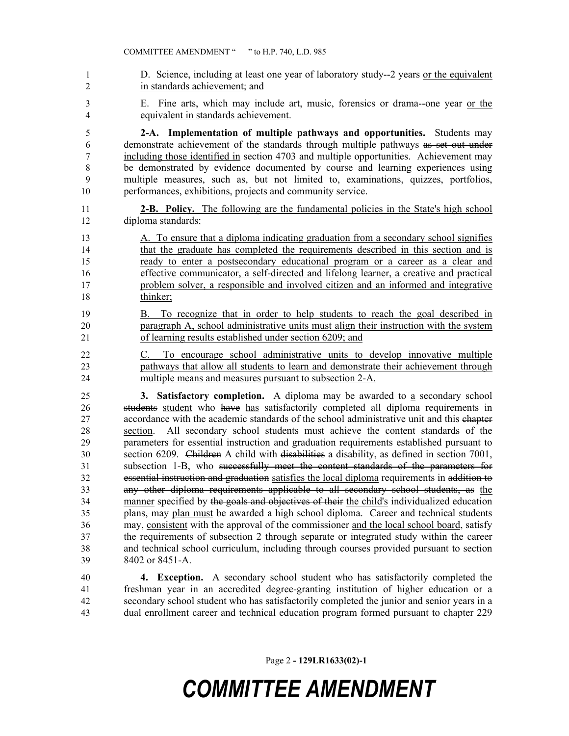D. Science, including at least one year of laboratory study--2 years <u>or the equivalent in standards achievement</u>; and

E. Fine arts, which may include art, music, forensics or drama--one year <u>or the equivalent in standards achievement</u>.

**2-A. Implementation of multiple pathways and opportunities.** Students may demonstrate achievement of the standards through multiple pathways ~~as set out under~~ <u>including those identified in</u> section 4703 and multiple opportunities. Achievement may be demonstrated by evidence documented by course and learning experiences using multiple measures, such as, but not limited to, examinations, quizzes, portfolios, performances, exhibitions, projects and community service.

<u>**2-B. Policy.** The following are the fundamental policies in the State's high school diploma standards:</u>

<u>A. To ensure that a diploma indicating graduation from a secondary school signifies that the graduate has completed the requirements described in this section and is ready to enter a postsecondary educational program or a career as a clear and effective communicator, a self-directed and lifelong learner, a creative and practical problem solver, a responsible and involved citizen and an informed and integrative thinker;</u>

<u>B. To recognize that in order to help students to reach the goal described in paragraph A, school administrative units must align their instruction with the system of learning results established under section 6209; and</u>

<u>C. To encourage school administrative units to develop innovative multiple pathways that allow all students to learn and demonstrate their achievement through multiple means and measures pursuant to subsection 2-A.</u>

**3. Satisfactory completion.** A diploma may be awarded to <u>a</u> secondary school ~~students~~ <u>student</u> who ~~have~~ <u>has</u> satisfactorily completed all diploma requirements in accordance with the academic standards of the school administrative unit and this ~~chapter~~ <u>section</u>. All secondary school students must achieve the content standards of the parameters for essential instruction and graduation requirements established pursuant to section 6209. ~~Children~~ <u>A child</u> with ~~disabilities~~ <u>a disability</u>, as defined in section 7001, subsection 1-B, who ~~successfully meet the content standards of the parameters for essential instruction and graduation~~ <u>satisfies the local diploma</u> requirements in ~~addition to any other diploma requirements applicable to all secondary school students, as~~ <u>the manner</u> specified by ~~the goals and objectives of their~~ <u>the child's</u> individualized education ~~plans, may~~ <u>plan must</u> be awarded a high school diploma. Career and technical students may, <u>consistent</u> with the approval of the commissioner <u>and the local school board</u>, satisfy the requirements of subsection 2 through separate or integrated study within the career and technical school curriculum, including through courses provided pursuant to section 8402 or 8451-A.

**4. Exception.** A secondary school student who has satisfactorily completed the freshman year in an accredited degree-granting institution of higher education or a secondary school student who has satisfactorily completed the junior and senior years in a dual enrollment career and technical education program formed pursuant to chapter 229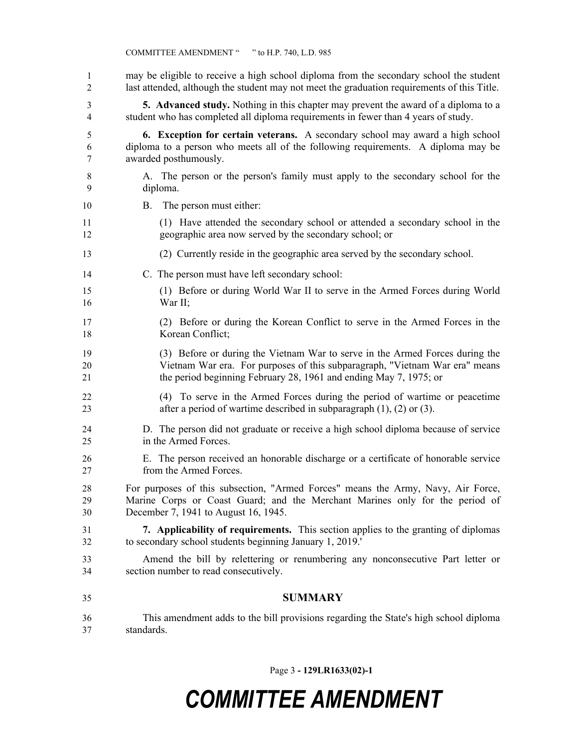may be eligible to receive a high school diploma from the secondary school the student last attended, although the student may not meet the graduation requirements of this Title.

**5. Advanced study.** Nothing in this chapter may prevent the award of a diploma to a student who has completed all diploma requirements in fewer than 4 years of study.

**6. Exception for certain veterans.** A secondary school may award a high school diploma to a person who meets all of the following requirements. A diploma may be awarded posthumously.

A. The person or the person's family must apply to the secondary school for the diploma.

B. The person must either:

(1) Have attended the secondary school or attended a secondary school in the geographic area now served by the secondary school; or

(2) Currently reside in the geographic area served by the secondary school.

C. The person must have left secondary school:

(1) Before or during World War II to serve in the Armed Forces during World War II;

(2) Before or during the Korean Conflict to serve in the Armed Forces in the Korean Conflict;

(3) Before or during the Vietnam War to serve in the Armed Forces during the Vietnam War era. For purposes of this subparagraph, "Vietnam War era" means the period beginning February 28, 1961 and ending May 7, 1975; or

(4) To serve in the Armed Forces during the period of wartime or peacetime after a period of wartime described in subparagraph (1), (2) or (3).

D. The person did not graduate or receive a high school diploma because of service in the Armed Forces.

E. The person received an honorable discharge or a certificate of honorable service from the Armed Forces.

For purposes of this subsection, "Armed Forces" means the Army, Navy, Air Force, Marine Corps or Coast Guard; and the Merchant Marines only for the period of December 7, 1941 to August 16, 1945.

**7. Applicability of requirements.** This section applies to the granting of diplomas to secondary school students beginning January 1, 2019.'

Amend the bill by relettering or renumbering any nonconsecutive Part letter or section number to read consecutively.

## SUMMARY

This amendment adds to the bill provisions regarding the State's high school diploma standards.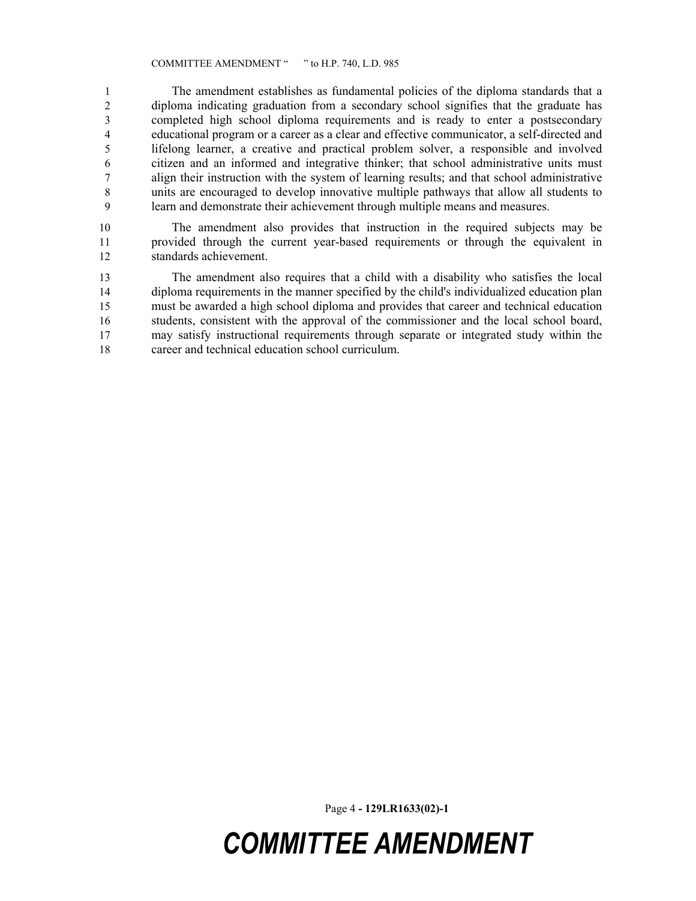The amendment establishes as fundamental policies of the diploma standards that a diploma indicating graduation from a secondary school signifies that the graduate has completed high school diploma requirements and is ready to enter a postsecondary educational program or a career as a clear and effective communicator, a self-directed and lifelong learner, a creative and practical problem solver, a responsible and involved citizen and an informed and integrative thinker; that school administrative units must align their instruction with the system of learning results; and that school administrative units are encouraged to develop innovative multiple pathways that allow all students to learn and demonstrate their achievement through multiple means and measures.

The amendment also provides that instruction in the required subjects may be provided through the current year-based requirements or through the equivalent in standards achievement.

The amendment also requires that a child with a disability who satisfies the local diploma requirements in the manner specified by the child's individualized education plan must be awarded a high school diploma and provides that career and technical education students, consistent with the approval of the commissioner and the local school board, may satisfy instructional requirements through separate or integrated study within the career and technical education school curriculum.